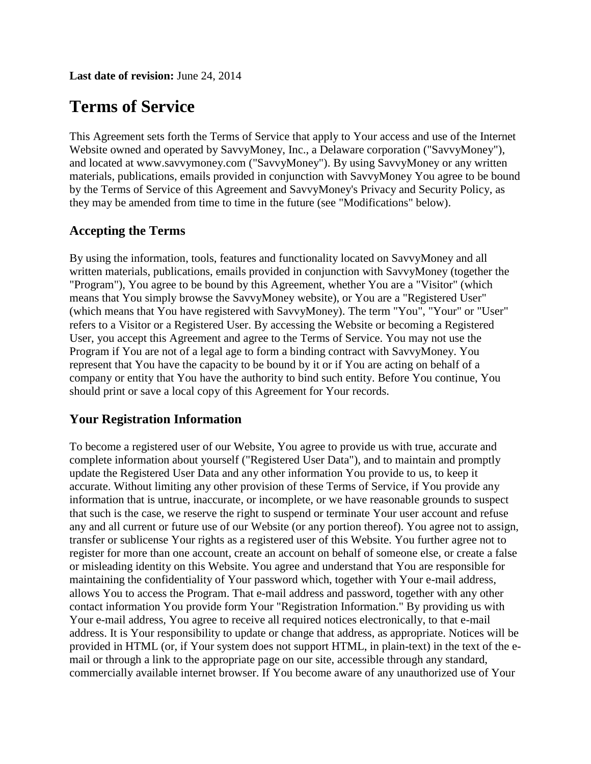**Last date of revision:** June 24, 2014

# Terms of Service

This Agreement sets forth the Terms of Service that apply to Your access and use of the Internet Website owned and operated by SavvyMoney, Inc., a Delaware corporation ("SavvyMoney"), and located at www.savvymoney.com ("SavvyMoney"). By using SavvyMoney or any written materials, publications, emails provided in conjunction with SavvyMoney You agree to be bound by the Terms of Service of this Agreement and SavvyMoney's Privacy and Security Policy, as they may be amended from time to time in the future (see "Modifications" below).

## Accepting the Terms

By using the information, tools, features and functionality located on SavvyMoney and all written materials, publications, emails provided in conjunction with SavvyMoney (together the "Program"), You agree to be bound by this Agreement, whether You are a "Visitor" (which means that You simply browse the SavvyMoney website), or You are a "Registered User" (which means that You have registered with SavvyMoney). The term "You", "Your" or "User" refers to a Visitor or a Registered User. By accessing the Website or becoming a Registered User, you accept this Agreement and agree to the Terms of Service. You may not use the Program if You are not of a legal age to form a binding contract with SavvyMoney. You represent that You have the capacity to be bound by it or if You are acting on behalf of a company or entity that You have the authority to bind such entity. Before You continue, You should print or save a local copy of this Agreement for Your records.

## Your Registration Information

To become a registered user of our Website, You agree to provide us with true, accurate and complete information about yourself ("Registered User Data"), and to maintain and promptly update the Registered User Data and any other information You provide to us, to keep it accurate. Without limiting any other provision of these Terms of Service, if You provide any information that is untrue, inaccurate, or incomplete, or we have reasonable grounds to suspect that such is the case, we reserve the right to suspend or terminate Your user account and refuse any and all current or future use of our Website (or any portion thereof). You agree not to assign, transfer or sublicense Your rights as a registered user of this Website. You further agree not to register for more than one account, create an account on behalf of someone else, or create a false or misleading identity on this Website. You agree and understand that You are responsible for maintaining the confidentiality of Your password which, together with Your e-mail address, allows You to access the Program. That e-mail address and password, together with any other contact information You provide form Your "Registration Information." By providing us with Your e-mail address, You agree to receive all required notices electronically, to that e-mail address. It is Your responsibility to update or change that address, as appropriate. Notices will be provided in HTML (or, if Your system does not support HTML, in plain-text) in the text of the e-mail or through a link to the appropriate page on our site, accessible through any standard, commercially available internet browser. If You become aware of any unauthorized use of Your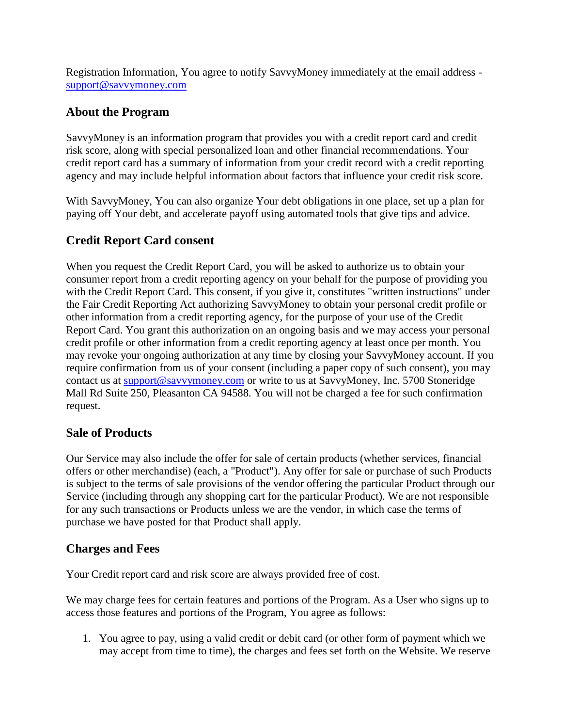Registration Information, You agree to notify SavvyMoney immediately at the email address - support@savvymoney.com

## About the Program

SavvyMoney is an information program that provides you with a credit report card and credit risk score, along with special personalized loan and other financial recommendations. Your credit report card has a summary of information from your credit record with a credit reporting agency and may include helpful information about factors that influence your credit risk score.

With SavvyMoney, You can also organize Your debt obligations in one place, set up a plan for paying off Your debt, and accelerate payoff using automated tools that give tips and advice.

## Credit Report Card consent

When you request the Credit Report Card, you will be asked to authorize us to obtain your consumer report from a credit reporting agency on your behalf for the purpose of providing you with the Credit Report Card. This consent, if you give it, constitutes "written instructions" under the Fair Credit Reporting Act authorizing SavvyMoney to obtain your personal credit profile or other information from a credit reporting agency, for the purpose of your use of the Credit Report Card. You grant this authorization on an ongoing basis and we may access your personal credit profile or other information from a credit reporting agency at least once per month. You may revoke your ongoing authorization at any time by closing your SavvyMoney account. If you require confirmation from us of your consent (including a paper copy of such consent), you may contact us at support@savvymoney.com or write to us at SavvyMoney, Inc. 5700 Stoneridge Mall Rd Suite 250, Pleasanton CA 94588. You will not be charged a fee for such confirmation request.

## Sale of Products

Our Service may also include the offer for sale of certain products (whether services, financial offers or other merchandise) (each, a "Product"). Any offer for sale or purchase of such Products is subject to the terms of sale provisions of the vendor offering the particular Product through our Service (including through any shopping cart for the particular Product). We are not responsible for any such transactions or Products unless we are the vendor, in which case the terms of purchase we have posted for that Product shall apply.

## Charges and Fees

Your Credit report card and risk score are always provided free of cost.

We may charge fees for certain features and portions of the Program. As a User who signs up to access those features and portions of the Program, You agree as follows:

1. You agree to pay, using a valid credit or debit card (or other form of payment which we may accept from time to time), the charges and fees set forth on the Website. We reserve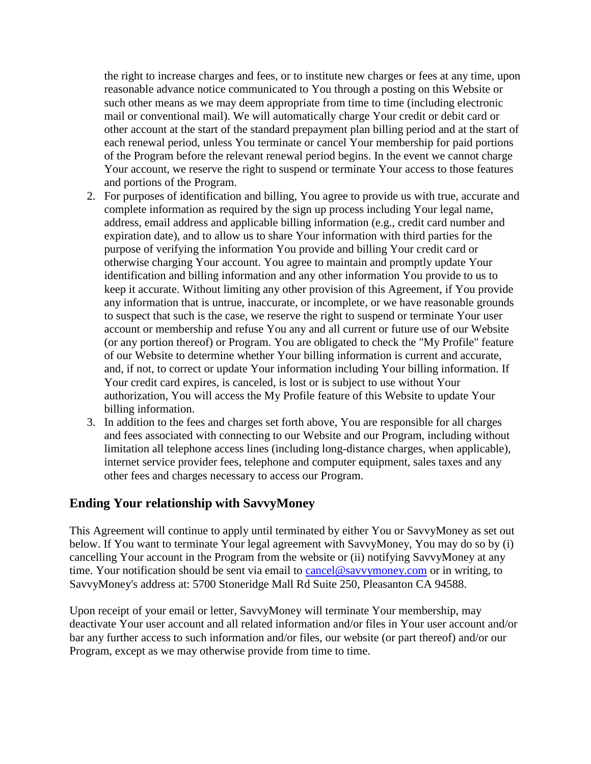the right to increase charges and fees, or to institute new charges or fees at any time, upon reasonable advance notice communicated to You through a posting on this Website or such other means as we may deem appropriate from time to time (including electronic mail or conventional mail). We will automatically charge Your credit or debit card or other account at the start of the standard prepayment plan billing period and at the start of each renewal period, unless You terminate or cancel Your membership for paid portions of the Program before the relevant renewal period begins. In the event we cannot charge Your account, we reserve the right to suspend or terminate Your access to those features and portions of the Program.

2. For purposes of identification and billing, You agree to provide us with true, accurate and complete information as required by the sign up process including Your legal name, address, email address and applicable billing information (e.g., credit card number and expiration date), and to allow us to share Your information with third parties for the purpose of verifying the information You provide and billing Your credit card or otherwise charging Your account. You agree to maintain and promptly update Your identification and billing information and any other information You provide to us to keep it accurate. Without limiting any other provision of this Agreement, if You provide any information that is untrue, inaccurate, or incomplete, or we have reasonable grounds to suspect that such is the case, we reserve the right to suspend or terminate Your user account or membership and refuse You any and all current or future use of our Website (or any portion thereof) or Program. You are obligated to check the "My Profile" feature of our Website to determine whether Your billing information is current and accurate, and, if not, to correct or update Your information including Your billing information. If Your credit card expires, is canceled, is lost or is subject to use without Your authorization, You will access the My Profile feature of this Website to update Your billing information.
3. In addition to the fees and charges set forth above, You are responsible for all charges and fees associated with connecting to our Website and our Program, including without limitation all telephone access lines (including long-distance charges, when applicable), internet service provider fees, telephone and computer equipment, sales taxes and any other fees and charges necessary to access our Program.

## Ending Your relationship with SavvyMoney

This Agreement will continue to apply until terminated by either You or SavvyMoney as set out below. If You want to terminate Your legal agreement with SavvyMoney, You may do so by (i) cancelling Your account in the Program from the website or (ii) notifying SavvyMoney at any time. Your notification should be sent via email to cancel@savvymoney.com or in writing, to SavvyMoney's address at: 5700 Stoneridge Mall Rd Suite 250, Pleasanton CA 94588.

Upon receipt of your email or letter, SavvyMoney will terminate Your membership, may deactivate Your user account and all related information and/or files in Your user account and/or bar any further access to such information and/or files, our website (or part thereof) and/or our Program, except as we may otherwise provide from time to time.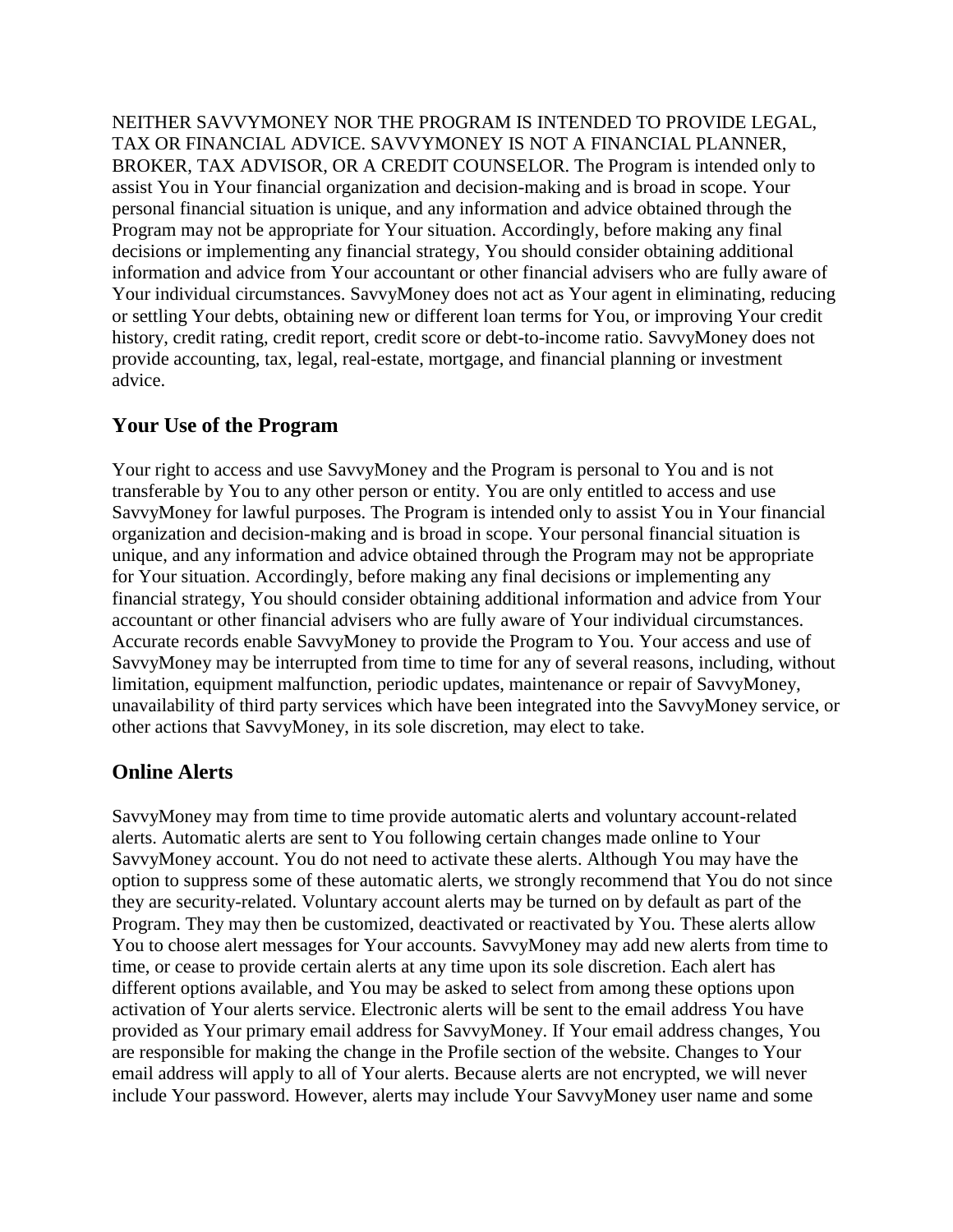NEITHER SAVVYMONEY NOR THE PROGRAM IS INTENDED TO PROVIDE LEGAL, TAX OR FINANCIAL ADVICE. SAVVYMONEY IS NOT A FINANCIAL PLANNER, BROKER, TAX ADVISOR, OR A CREDIT COUNSELOR. The Program is intended only to assist You in Your financial organization and decision-making and is broad in scope. Your personal financial situation is unique, and any information and advice obtained through the Program may not be appropriate for Your situation. Accordingly, before making any final decisions or implementing any financial strategy, You should consider obtaining additional information and advice from Your accountant or other financial advisers who are fully aware of Your individual circumstances. SavvyMoney does not act as Your agent in eliminating, reducing or settling Your debts, obtaining new or different loan terms for You, or improving Your credit history, credit rating, credit report, credit score or debt-to-income ratio. SavvyMoney does not provide accounting, tax, legal, real-estate, mortgage, and financial planning or investment advice.

## Your Use of the Program

Your right to access and use SavvyMoney and the Program is personal to You and is not transferable by You to any other person or entity. You are only entitled to access and use SavvyMoney for lawful purposes. The Program is intended only to assist You in Your financial organization and decision-making and is broad in scope. Your personal financial situation is unique, and any information and advice obtained through the Program may not be appropriate for Your situation. Accordingly, before making any final decisions or implementing any financial strategy, You should consider obtaining additional information and advice from Your accountant or other financial advisers who are fully aware of Your individual circumstances. Accurate records enable SavvyMoney to provide the Program to You. Your access and use of SavvyMoney may be interrupted from time to time for any of several reasons, including, without limitation, equipment malfunction, periodic updates, maintenance or repair of SavvyMoney, unavailability of third party services which have been integrated into the SavvyMoney service, or other actions that SavvyMoney, in its sole discretion, may elect to take.

## Online Alerts

SavvyMoney may from time to time provide automatic alerts and voluntary account-related alerts. Automatic alerts are sent to You following certain changes made online to Your SavvyMoney account. You do not need to activate these alerts. Although You may have the option to suppress some of these automatic alerts, we strongly recommend that You do not since they are security-related. Voluntary account alerts may be turned on by default as part of the Program. They may then be customized, deactivated or reactivated by You. These alerts allow You to choose alert messages for Your accounts. SavvyMoney may add new alerts from time to time, or cease to provide certain alerts at any time upon its sole discretion. Each alert has different options available, and You may be asked to select from among these options upon activation of Your alerts service. Electronic alerts will be sent to the email address You have provided as Your primary email address for SavvyMoney. If Your email address changes, You are responsible for making the change in the Profile section of the website. Changes to Your email address will apply to all of Your alerts. Because alerts are not encrypted, we will never include Your password. However, alerts may include Your SavvyMoney user name and some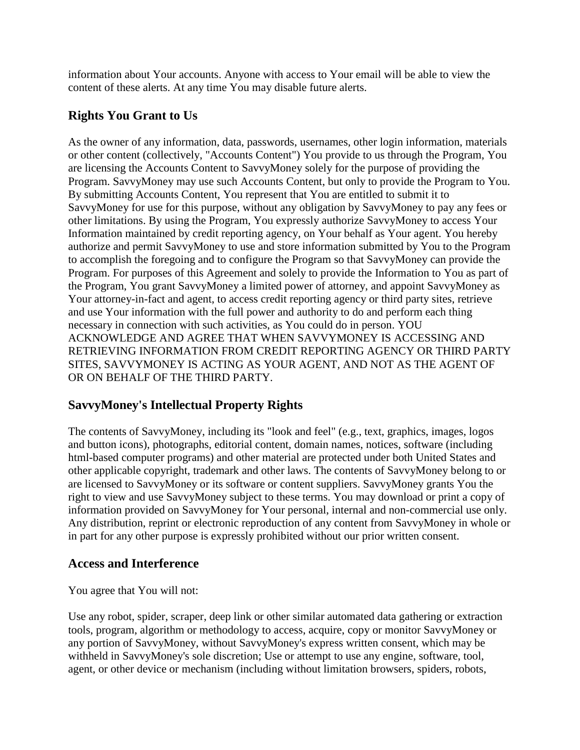information about Your accounts. Anyone with access to Your email will be able to view the content of these alerts. At any time You may disable future alerts.

## Rights You Grant to Us

As the owner of any information, data, passwords, usernames, other login information, materials or other content (collectively, "Accounts Content") You provide to us through the Program, You are licensing the Accounts Content to SavvyMoney solely for the purpose of providing the Program. SavvyMoney may use such Accounts Content, but only to provide the Program to You. By submitting Accounts Content, You represent that You are entitled to submit it to SavvyMoney for use for this purpose, without any obligation by SavvyMoney to pay any fees or other limitations. By using the Program, You expressly authorize SavvyMoney to access Your Information maintained by credit reporting agency, on Your behalf as Your agent. You hereby authorize and permit SavvyMoney to use and store information submitted by You to the Program to accomplish the foregoing and to configure the Program so that SavvyMoney can provide the Program. For purposes of this Agreement and solely to provide the Information to You as part of the Program, You grant SavvyMoney a limited power of attorney, and appoint SavvyMoney as Your attorney-in-fact and agent, to access credit reporting agency or third party sites, retrieve and use Your information with the full power and authority to do and perform each thing necessary in connection with such activities, as You could do in person. YOU ACKNOWLEDGE AND AGREE THAT WHEN SAVVYMONEY IS ACCESSING AND RETRIEVING INFORMATION FROM CREDIT REPORTING AGENCY OR THIRD PARTY SITES, SAVVYMONEY IS ACTING AS YOUR AGENT, AND NOT AS THE AGENT OF OR ON BEHALF OF THE THIRD PARTY.

## SavvyMoney's Intellectual Property Rights

The contents of SavvyMoney, including its "look and feel" (e.g., text, graphics, images, logos and button icons), photographs, editorial content, domain names, notices, software (including html-based computer programs) and other material are protected under both United States and other applicable copyright, trademark and other laws. The contents of SavvyMoney belong to or are licensed to SavvyMoney or its software or content suppliers. SavvyMoney grants You the right to view and use SavvyMoney subject to these terms. You may download or print a copy of information provided on SavvyMoney for Your personal, internal and non-commercial use only. Any distribution, reprint or electronic reproduction of any content from SavvyMoney in whole or in part for any other purpose is expressly prohibited without our prior written consent.

## Access and Interference

You agree that You will not:

Use any robot, spider, scraper, deep link or other similar automated data gathering or extraction tools, program, algorithm or methodology to access, acquire, copy or monitor SavvyMoney or any portion of SavvyMoney, without SavvyMoney's express written consent, which may be withheld in SavvyMoney's sole discretion; Use or attempt to use any engine, software, tool, agent, or other device or mechanism (including without limitation browsers, spiders, robots,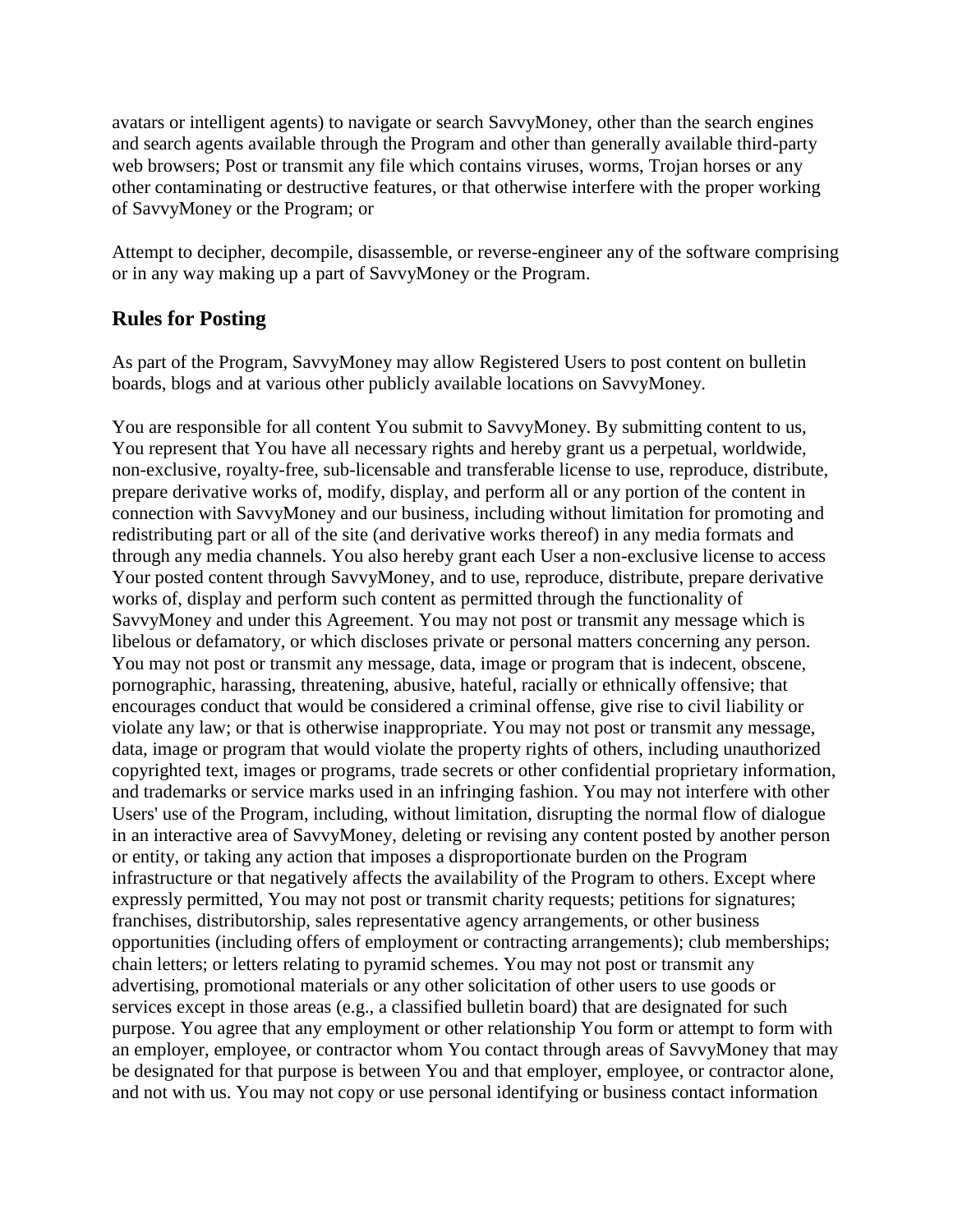avatars or intelligent agents) to navigate or search SavvyMoney, other than the search engines and search agents available through the Program and other than generally available third-party web browsers; Post or transmit any file which contains viruses, worms, Trojan horses or any other contaminating or destructive features, or that otherwise interfere with the proper working of SavvyMoney or the Program; or

Attempt to decipher, decompile, disassemble, or reverse-engineer any of the software comprising or in any way making up a part of SavvyMoney or the Program.

## Rules for Posting

As part of the Program, SavvyMoney may allow Registered Users to post content on bulletin boards, blogs and at various other publicly available locations on SavvyMoney.

You are responsible for all content You submit to SavvyMoney. By submitting content to us, You represent that You have all necessary rights and hereby grant us a perpetual, worldwide, non-exclusive, royalty-free, sub-licensable and transferable license to use, reproduce, distribute, prepare derivative works of, modify, display, and perform all or any portion of the content in connection with SavvyMoney and our business, including without limitation for promoting and redistributing part or all of the site (and derivative works thereof) in any media formats and through any media channels. You also hereby grant each User a non-exclusive license to access Your posted content through SavvyMoney, and to use, reproduce, distribute, prepare derivative works of, display and perform such content as permitted through the functionality of SavvyMoney and under this Agreement. You may not post or transmit any message which is libelous or defamatory, or which discloses private or personal matters concerning any person. You may not post or transmit any message, data, image or program that is indecent, obscene, pornographic, harassing, threatening, abusive, hateful, racially or ethnically offensive; that encourages conduct that would be considered a criminal offense, give rise to civil liability or violate any law; or that is otherwise inappropriate. You may not post or transmit any message, data, image or program that would violate the property rights of others, including unauthorized copyrighted text, images or programs, trade secrets or other confidential proprietary information, and trademarks or service marks used in an infringing fashion. You may not interfere with other Users' use of the Program, including, without limitation, disrupting the normal flow of dialogue in an interactive area of SavvyMoney, deleting or revising any content posted by another person or entity, or taking any action that imposes a disproportionate burden on the Program infrastructure or that negatively affects the availability of the Program to others. Except where expressly permitted, You may not post or transmit charity requests; petitions for signatures; franchises, distributorship, sales representative agency arrangements, or other business opportunities (including offers of employment or contracting arrangements); club memberships; chain letters; or letters relating to pyramid schemes. You may not post or transmit any advertising, promotional materials or any other solicitation of other users to use goods or services except in those areas (e.g., a classified bulletin board) that are designated for such purpose. You agree that any employment or other relationship You form or attempt to form with an employer, employee, or contractor whom You contact through areas of SavvyMoney that may be designated for that purpose is between You and that employer, employee, or contractor alone, and not with us. You may not copy or use personal identifying or business contact information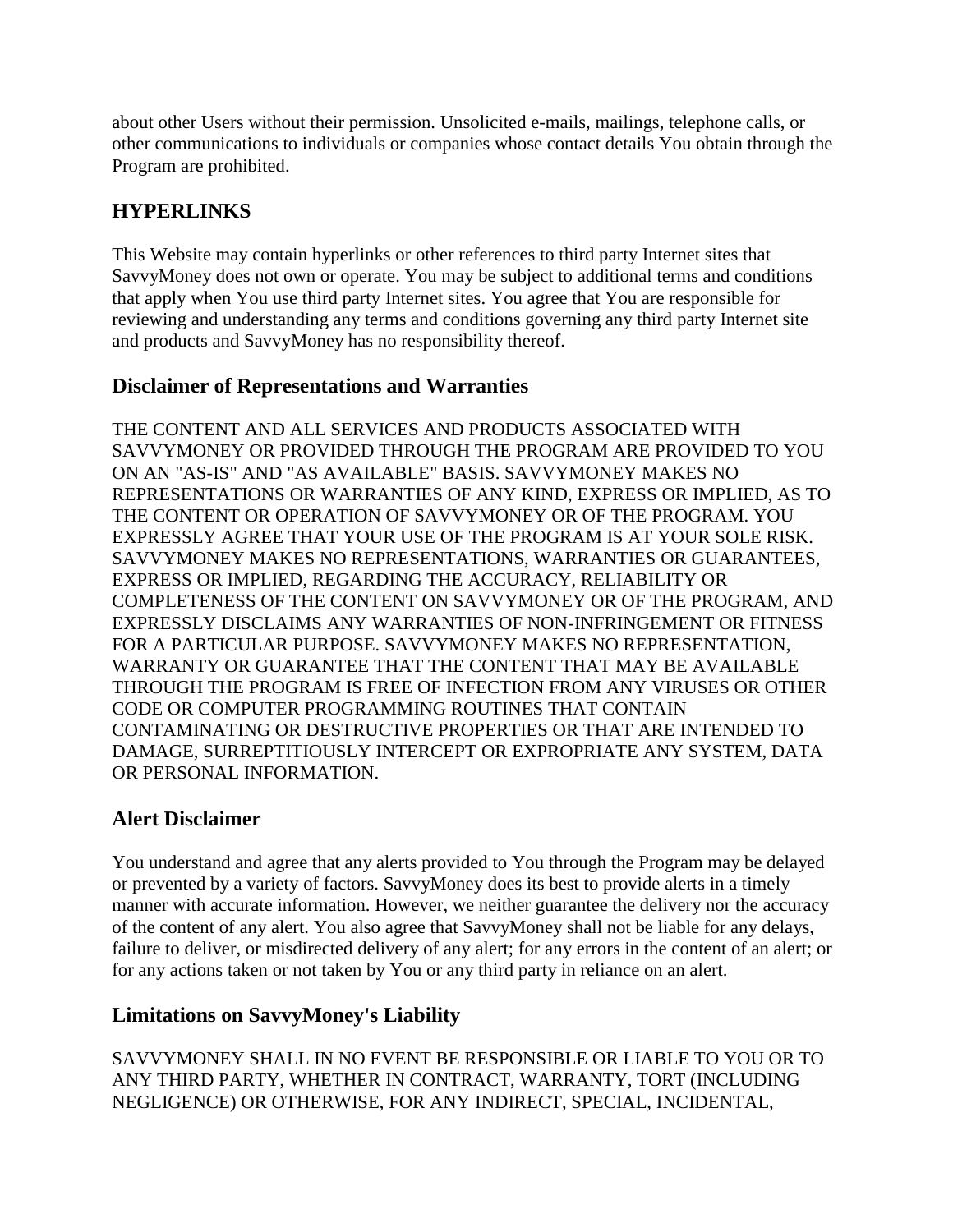about other Users without their permission. Unsolicited e-mails, mailings, telephone calls, or other communications to individuals or companies whose contact details You obtain through the Program are prohibited.

## HYPERLINKS

This Website may contain hyperlinks or other references to third party Internet sites that SavvyMoney does not own or operate. You may be subject to additional terms and conditions that apply when You use third party Internet sites. You agree that You are responsible for reviewing and understanding any terms and conditions governing any third party Internet site and products and SavvyMoney has no responsibility thereof.

### Disclaimer of Representations and Warranties

THE CONTENT AND ALL SERVICES AND PRODUCTS ASSOCIATED WITH SAVVYMONEY OR PROVIDED THROUGH THE PROGRAM ARE PROVIDED TO YOU ON AN "AS-IS" AND "AS AVAILABLE" BASIS. SAVVYMONEY MAKES NO REPRESENTATIONS OR WARRANTIES OF ANY KIND, EXPRESS OR IMPLIED, AS TO THE CONTENT OR OPERATION OF SAVVYMONEY OR OF THE PROGRAM. YOU EXPRESSLY AGREE THAT YOUR USE OF THE PROGRAM IS AT YOUR SOLE RISK. SAVVYMONEY MAKES NO REPRESENTATIONS, WARRANTIES OR GUARANTEES, EXPRESS OR IMPLIED, REGARDING THE ACCURACY, RELIABILITY OR COMPLETENESS OF THE CONTENT ON SAVVYMONEY OR OF THE PROGRAM, AND EXPRESSLY DISCLAIMS ANY WARRANTIES OF NON-INFRINGEMENT OR FITNESS FOR A PARTICULAR PURPOSE. SAVVYMONEY MAKES NO REPRESENTATION, WARRANTY OR GUARANTEE THAT THE CONTENT THAT MAY BE AVAILABLE THROUGH THE PROGRAM IS FREE OF INFECTION FROM ANY VIRUSES OR OTHER CODE OR COMPUTER PROGRAMMING ROUTINES THAT CONTAIN CONTAMINATING OR DESTRUCTIVE PROPERTIES OR THAT ARE INTENDED TO DAMAGE, SURREPTITIOUSLY INTERCEPT OR EXPROPRIATE ANY SYSTEM, DATA OR PERSONAL INFORMATION.

### Alert Disclaimer

You understand and agree that any alerts provided to You through the Program may be delayed or prevented by a variety of factors. SavvyMoney does its best to provide alerts in a timely manner with accurate information. However, we neither guarantee the delivery nor the accuracy of the content of any alert. You also agree that SavvyMoney shall not be liable for any delays, failure to deliver, or misdirected delivery of any alert; for any errors in the content of an alert; or for any actions taken or not taken by You or any third party in reliance on an alert.

### Limitations on SavvyMoney's Liability

SAVVYMONEY SHALL IN NO EVENT BE RESPONSIBLE OR LIABLE TO YOU OR TO ANY THIRD PARTY, WHETHER IN CONTRACT, WARRANTY, TORT (INCLUDING NEGLIGENCE) OR OTHERWISE, FOR ANY INDIRECT, SPECIAL, INCIDENTAL,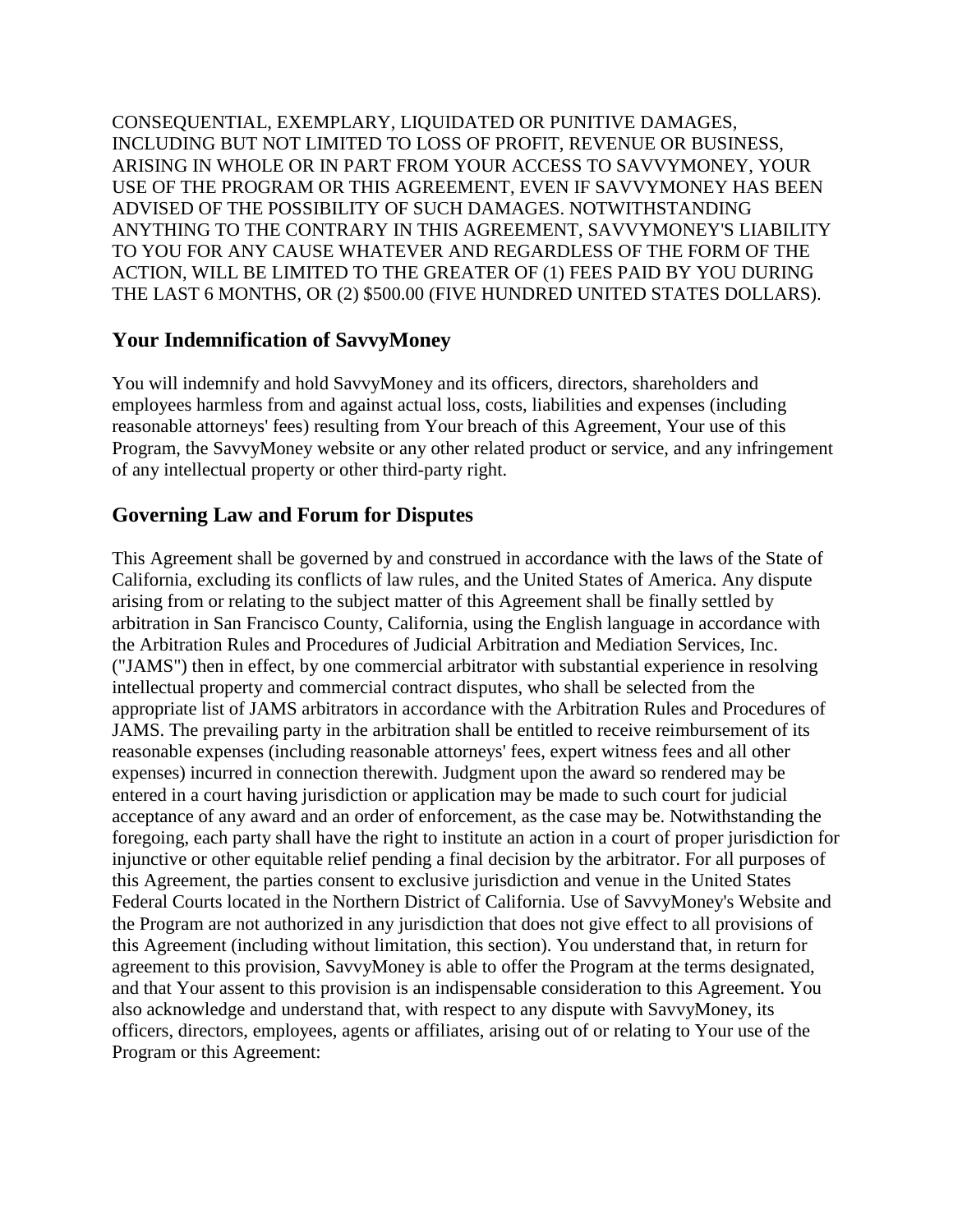CONSEQUENTIAL, EXEMPLARY, LIQUIDATED OR PUNITIVE DAMAGES, INCLUDING BUT NOT LIMITED TO LOSS OF PROFIT, REVENUE OR BUSINESS, ARISING IN WHOLE OR IN PART FROM YOUR ACCESS TO SAVVYMONEY, YOUR USE OF THE PROGRAM OR THIS AGREEMENT, EVEN IF SAVVYMONEY HAS BEEN ADVISED OF THE POSSIBILITY OF SUCH DAMAGES. NOTWITHSTANDING ANYTHING TO THE CONTRARY IN THIS AGREEMENT, SAVVYMONEY'S LIABILITY TO YOU FOR ANY CAUSE WHATEVER AND REGARDLESS OF THE FORM OF THE ACTION, WILL BE LIMITED TO THE GREATER OF (1) FEES PAID BY YOU DURING THE LAST 6 MONTHS, OR (2) $500.00 (FIVE HUNDRED UNITED STATES DOLLARS).

## Your Indemnification of SavvyMoney

You will indemnify and hold SavvyMoney and its officers, directors, shareholders and employees harmless from and against actual loss, costs, liabilities and expenses (including reasonable attorneys' fees) resulting from Your breach of this Agreement, Your use of this Program, the SavvyMoney website or any other related product or service, and any infringement of any intellectual property or other third-party right.

## Governing Law and Forum for Disputes

This Agreement shall be governed by and construed in accordance with the laws of the State of California, excluding its conflicts of law rules, and the United States of America. Any dispute arising from or relating to the subject matter of this Agreement shall be finally settled by arbitration in San Francisco County, California, using the English language in accordance with the Arbitration Rules and Procedures of Judicial Arbitration and Mediation Services, Inc. ("JAMS") then in effect, by one commercial arbitrator with substantial experience in resolving intellectual property and commercial contract disputes, who shall be selected from the appropriate list of JAMS arbitrators in accordance with the Arbitration Rules and Procedures of JAMS. The prevailing party in the arbitration shall be entitled to receive reimbursement of its reasonable expenses (including reasonable attorneys' fees, expert witness fees and all other expenses) incurred in connection therewith. Judgment upon the award so rendered may be entered in a court having jurisdiction or application may be made to such court for judicial acceptance of any award and an order of enforcement, as the case may be. Notwithstanding the foregoing, each party shall have the right to institute an action in a court of proper jurisdiction for injunctive or other equitable relief pending a final decision by the arbitrator. For all purposes of this Agreement, the parties consent to exclusive jurisdiction and venue in the United States Federal Courts located in the Northern District of California. Use of SavvyMoney's Website and the Program are not authorized in any jurisdiction that does not give effect to all provisions of this Agreement (including without limitation, this section). You understand that, in return for agreement to this provision, SavvyMoney is able to offer the Program at the terms designated, and that Your assent to this provision is an indispensable consideration to this Agreement. You also acknowledge and understand that, with respect to any dispute with SavvyMoney, its officers, directors, employees, agents or affiliates, arising out of or relating to Your use of the Program or this Agreement: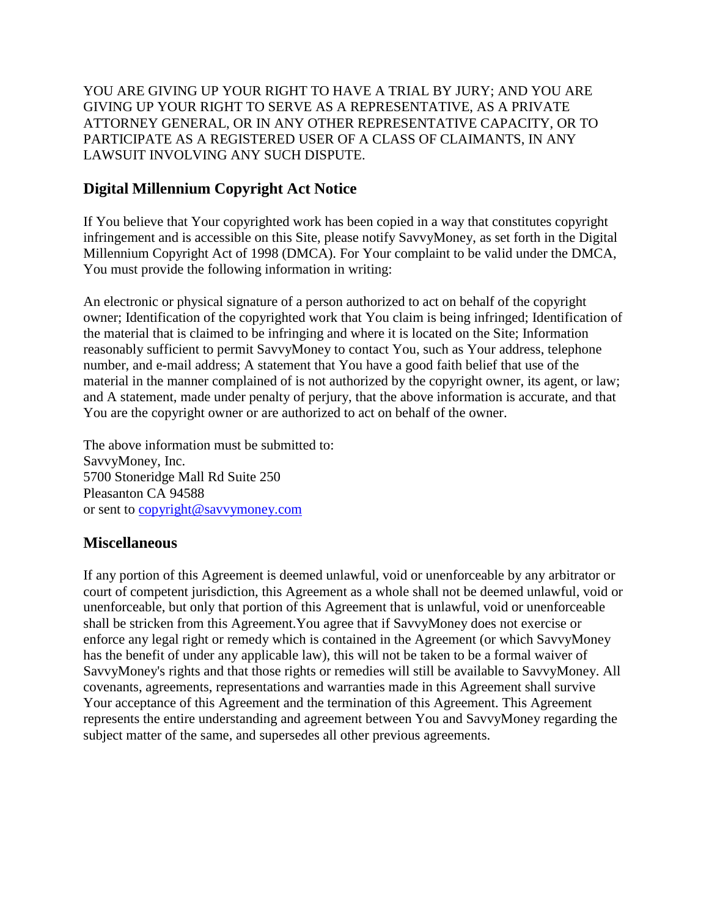YOU ARE GIVING UP YOUR RIGHT TO HAVE A TRIAL BY JURY; AND YOU ARE GIVING UP YOUR RIGHT TO SERVE AS A REPRESENTATIVE, AS A PRIVATE ATTORNEY GENERAL, OR IN ANY OTHER REPRESENTATIVE CAPACITY, OR TO PARTICIPATE AS A REGISTERED USER OF A CLASS OF CLAIMANTS, IN ANY LAWSUIT INVOLVING ANY SUCH DISPUTE.

## Digital Millennium Copyright Act Notice

If You believe that Your copyrighted work has been copied in a way that constitutes copyright infringement and is accessible on this Site, please notify SavvyMoney, as set forth in the Digital Millennium Copyright Act of 1998 (DMCA). For Your complaint to be valid under the DMCA, You must provide the following information in writing:

An electronic or physical signature of a person authorized to act on behalf of the copyright owner; Identification of the copyrighted work that You claim is being infringed; Identification of the material that is claimed to be infringing and where it is located on the Site; Information reasonably sufficient to permit SavvyMoney to contact You, such as Your address, telephone number, and e-mail address; A statement that You have a good faith belief that use of the material in the manner complained of is not authorized by the copyright owner, its agent, or law; and A statement, made under penalty of perjury, that the above information is accurate, and that You are the copyright owner or are authorized to act on behalf of the owner.

The above information must be submitted to:
SavvyMoney, Inc.
5700 Stoneridge Mall Rd Suite 250
Pleasanton CA 94588
or sent to copyright@savvymoney.com

## Miscellaneous

If any portion of this Agreement is deemed unlawful, void or unenforceable by any arbitrator or court of competent jurisdiction, this Agreement as a whole shall not be deemed unlawful, void or unenforceable, but only that portion of this Agreement that is unlawful, void or unenforceable shall be stricken from this Agreement.You agree that if SavvyMoney does not exercise or enforce any legal right or remedy which is contained in the Agreement (or which SavvyMoney has the benefit of under any applicable law), this will not be taken to be a formal waiver of SavvyMoney's rights and that those rights or remedies will still be available to SavvyMoney. All covenants, agreements, representations and warranties made in this Agreement shall survive Your acceptance of this Agreement and the termination of this Agreement. This Agreement represents the entire understanding and agreement between You and SavvyMoney regarding the subject matter of the same, and supersedes all other previous agreements.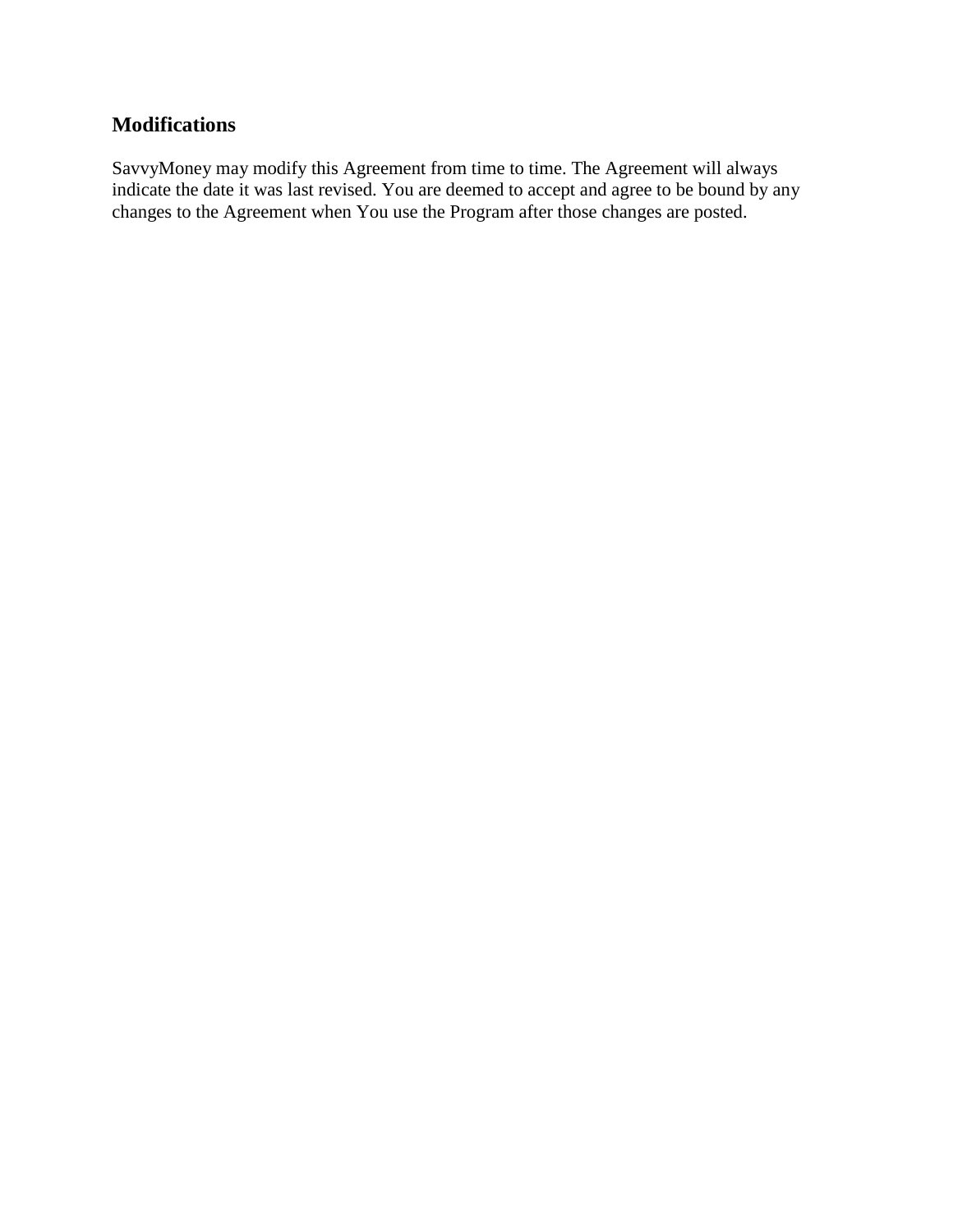## Modifications

SavvyMoney may modify this Agreement from time to time. The Agreement will always indicate the date it was last revised. You are deemed to accept and agree to be bound by any changes to the Agreement when You use the Program after those changes are posted.